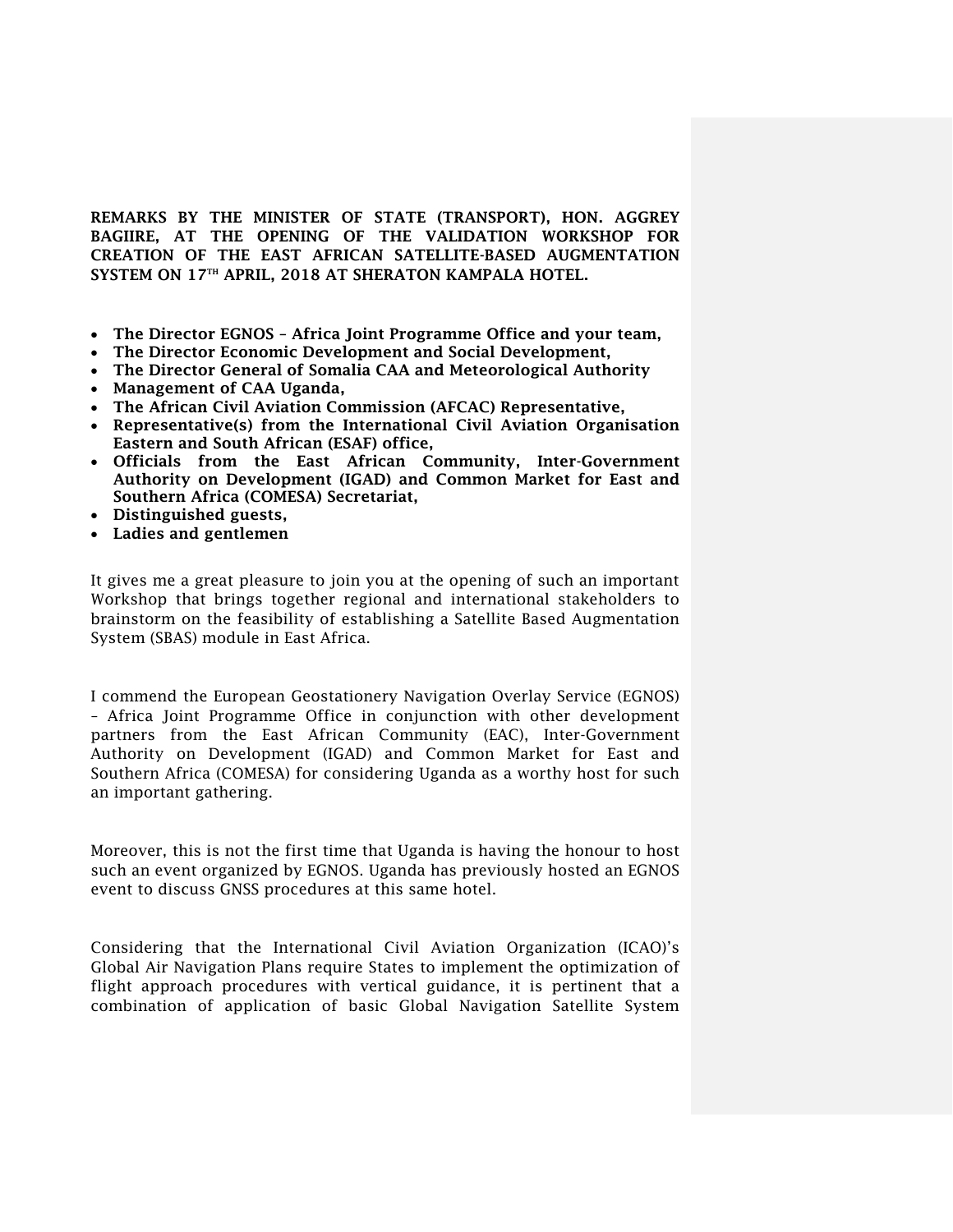**REMARKS BY THE MINISTER OF STATE (TRANSPORT), HON. AGGREY BAGIIRE, AT THE OPENING OF THE VALIDATION WORKSHOP FOR CREATION OF THE EAST AFRICAN SATELLITE-BASED AUGMENTATION SYSTEM ON 17TH APRIL, 2018 AT SHERATON KAMPALA HOTEL.**

- **The Director EGNOS – Africa Joint Programme Office and your team,**
- **The Director Economic Development and Social Development,**
- **The Director General of Somalia CAA and Meteorological Authority**
- **Management of CAA Uganda,**
- **The African Civil Aviation Commission (AFCAC) Representative,**
- **Representative(s) from the International Civil Aviation Organisation Eastern and South African (ESAF) office,**
- **Officials from the East African Community, Inter-Government Authority on Development (IGAD) and Common Market for East and Southern Africa (COMESA) Secretariat,**
- **Distinguished guests,**
- **Ladies and gentlemen**

It gives me a great pleasure to join you at the opening of such an important Workshop that brings together regional and international stakeholders to brainstorm on the feasibility of establishing a Satellite Based Augmentation System (SBAS) module in East Africa.

I commend the European Geostationery Navigation Overlay Service (EGNOS) – Africa Joint Programme Office in conjunction with other development partners from the East African Community (EAC), Inter-Government Authority on Development (IGAD) and Common Market for East and Southern Africa (COMESA) for considering Uganda as a worthy host for such an important gathering.

Moreover, this is not the first time that Uganda is having the honour to host such an event organized by EGNOS. Uganda has previously hosted an EGNOS event to discuss GNSS procedures at this same hotel.

Considering that the International Civil Aviation Organization (ICAO)'s Global Air Navigation Plans require States to implement the optimization of flight approach procedures with vertical guidance, it is pertinent that a combination of application of basic Global Navigation Satellite System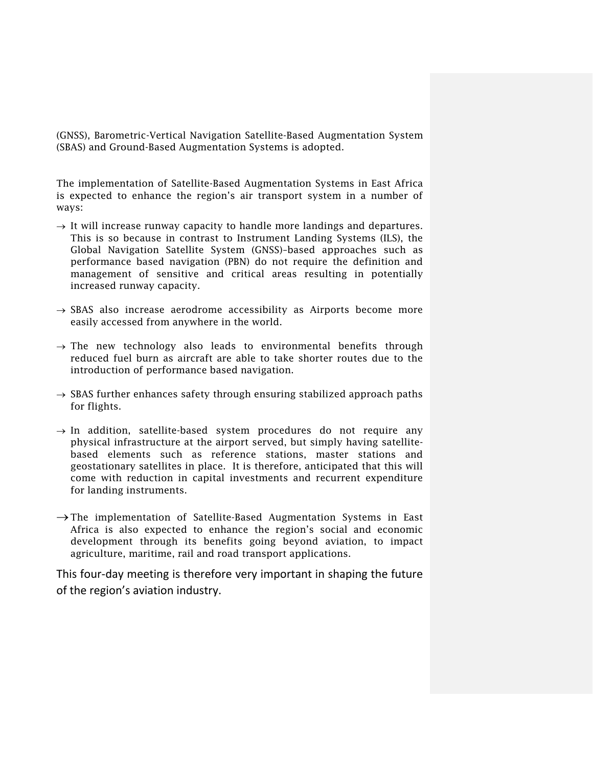(GNSS), Barometric-Vertical Navigation Satellite-Based Augmentation System (SBAS) and Ground-Based Augmentation Systems is adopted.

The implementation of Satellite-Based Augmentation Systems in East Africa is expected to enhance the region's air transport system in a number of ways:

→ It will increase runway capacity to handle more landings and departures. This is so because in contrast to Instrument Landing Systems (ILS), the Global Navigation Satellite System (GNSS)–based approaches such as performance based navigation (PBN) do not require the definition and management of sensitive and critical areas resulting in potentially increased runway capacity.

→ SBAS also increase aerodrome accessibility as Airports become more easily accessed from anywhere in the world.

→ The new technology also leads to environmental benefits through reduced fuel burn as aircraft are able to take shorter routes due to the introduction of performance based navigation.

→ SBAS further enhances safety through ensuring stabilized approach paths for flights.

→ In addition, satellite-based system procedures do not require any physical infrastructure at the airport served, but simply having satellite-based elements such as reference stations, master stations and geostationary satellites in place. It is therefore, anticipated that this will come with reduction in capital investments and recurrent expenditure for landing instruments.

→ The implementation of Satellite-Based Augmentation Systems in East Africa is also expected to enhance the region's social and economic development through its benefits going beyond aviation, to impact agriculture, maritime, rail and road transport applications.

This four-day meeting is therefore very important in shaping the future of the region's aviation industry.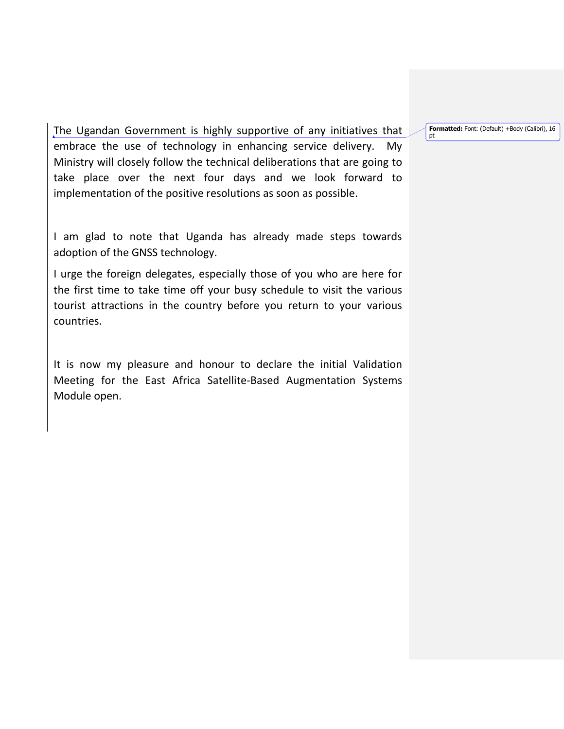The Ugandan Government is highly supportive of any initiatives that embrace the use of technology in enhancing service delivery. My Ministry will closely follow the technical deliberations that are going to take place over the next four days and we look forward to implementation of the positive resolutions as soon as possible.

I am glad to note that Uganda has already made steps towards adoption of the GNSS technology.

I urge the foreign delegates, especially those of you who are here for the first time to take time off your busy schedule to visit the various tourist attractions in the country before you return to your various countries.

It is now my pleasure and honour to declare the initial Validation Meeting for the East Africa Satellite-Based Augmentation Systems Module open.